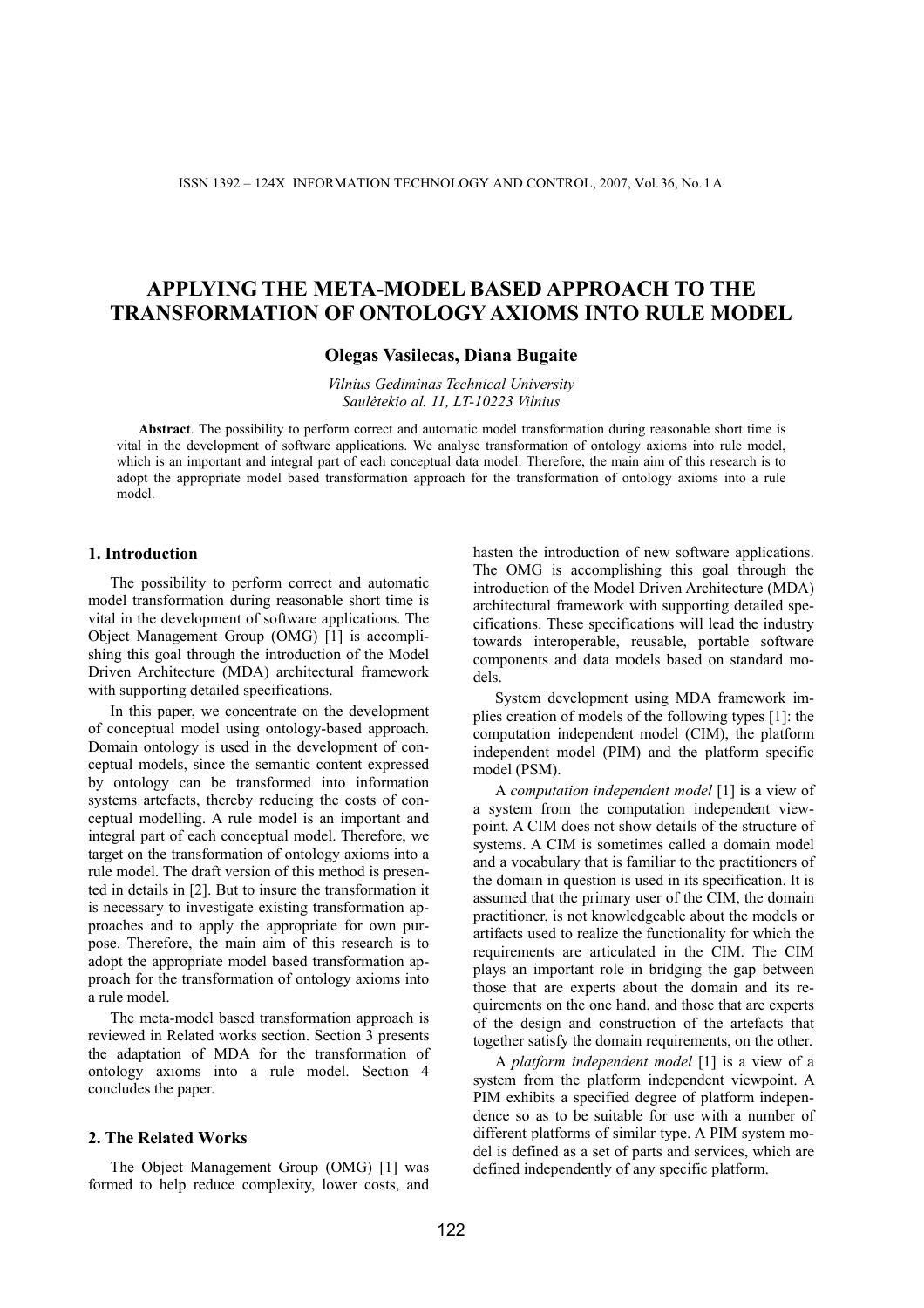# APPLYING THE META-MODEL BASED APPROACH TO THE TRANSFORMATION OF ONTOLOGY AXIOMS INTO RULE MODEL

**Olegas Vasilecas, Diana Bugaite**

*Vilnius Gediminas Technical University*
*Saulėtekio al. 11, LT-10223 Vilnius*

**Abstract**. The possibility to perform correct and automatic model transformation during reasonable short time is vital in the development of software applications. We analyse transformation of ontology axioms into rule model, which is an important and integral part of each conceptual data model. Therefore, the main aim of this research is to adopt the appropriate model based transformation approach for the transformation of ontology axioms into a rule model.

## 1. Introduction

The possibility to perform correct and automatic model transformation during reasonable short time is vital in the development of software applications. The Object Management Group (OMG) [1] is accomplishing this goal through the introduction of the Model Driven Architecture (MDA) architectural framework with supporting detailed specifications.

In this paper, we concentrate on the development of conceptual model using ontology-based approach. Domain ontology is used in the development of conceptual models, since the semantic content expressed by ontology can be transformed into information systems artefacts, thereby reducing the costs of conceptual modelling. A rule model is an important and integral part of each conceptual model. Therefore, we target on the transformation of ontology axioms into a rule model. The draft version of this method is presented in details in [2]. But to insure the transformation it is necessary to investigate existing transformation approaches and to apply the appropriate for own purpose. Therefore, the main aim of this research is to adopt the appropriate model based transformation approach for the transformation of ontology axioms into a rule model.

The meta-model based transformation approach is reviewed in Related works section. Section 3 presents the adaptation of MDA for the transformation of ontology axioms into a rule model. Section 4 concludes the paper.

## 2. The Related Works

The Object Management Group (OMG) [1] was formed to help reduce complexity, lower costs, and hasten the introduction of new software applications. The OMG is accomplishing this goal through the introduction of the Model Driven Architecture (MDA) architectural framework with supporting detailed specifications. These specifications will lead the industry towards interoperable, reusable, portable software components and data models based on standard models.

System development using MDA framework implies creation of models of the following types [1]: the computation independent model (CIM), the platform independent model (PIM) and the platform specific model (PSM).

A *computation independent model* [1] is a view of a system from the computation independent viewpoint. A CIM does not show details of the structure of systems. A CIM is sometimes called a domain model and a vocabulary that is familiar to the practitioners of the domain in question is used in its specification. It is assumed that the primary user of the CIM, the domain practitioner, is not knowledgeable about the models or artifacts used to realize the functionality for which the requirements are articulated in the CIM. The CIM plays an important role in bridging the gap between those that are experts about the domain and its requirements on the one hand, and those that are experts of the design and construction of the artefacts that together satisfy the domain requirements, on the other.

A *platform independent model* [1] is a view of a system from the platform independent viewpoint. A PIM exhibits a specified degree of platform independence so as to be suitable for use with a number of different platforms of similar type. A PIM system model is defined as a set of parts and services, which are defined independently of any specific platform.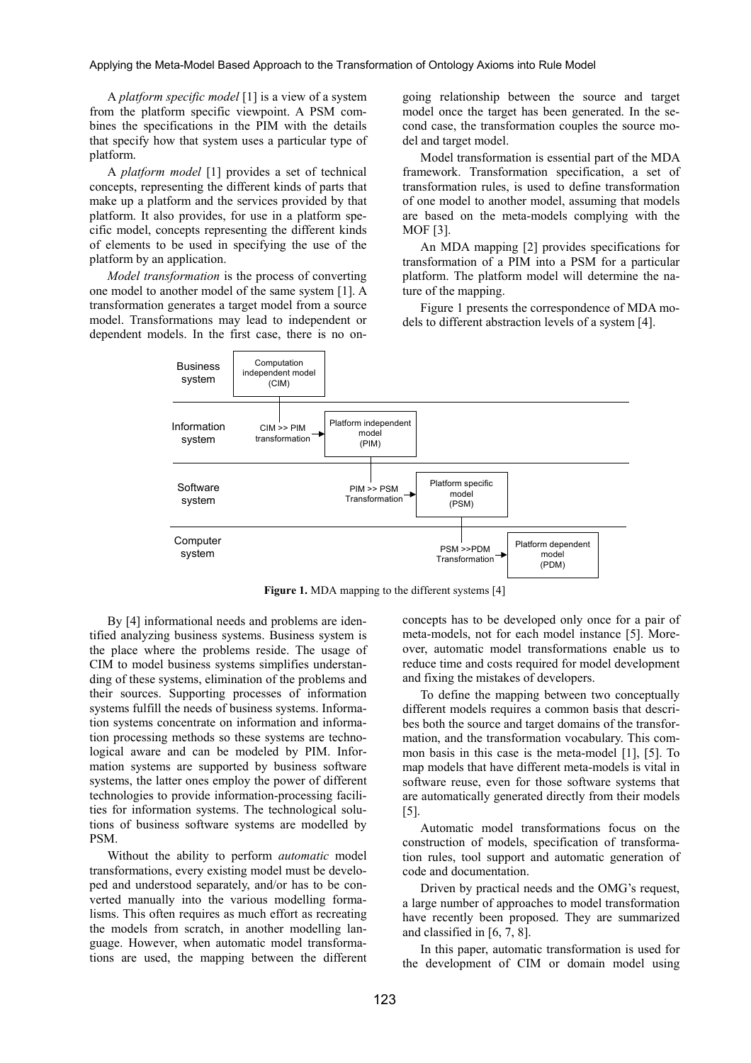A *platform specific model* [1] is a view of a system from the platform specific viewpoint. A PSM combines the specifications in the PIM with the details that specify how that system uses a particular type of platform.

A *platform model* [1] provides a set of technical concepts, representing the different kinds of parts that make up a platform and the services provided by that platform. It also provides, for use in a platform specific model, concepts representing the different kinds of elements to be used in specifying the use of the platform by an application.

*Model transformation* is the process of converting one model to another model of the same system [1]. A transformation generates a target model from a source model. Transformations may lead to independent or dependent models. In the first case, there is no ongoing relationship between the source and target model once the target has been generated. In the second case, the transformation couples the source model and target model.

Model transformation is essential part of the MDA framework. Transformation specification, a set of transformation rules, is used to define transformation of one model to another model, assuming that models are based on the meta-models complying with the MOF [3].

An MDA mapping [2] provides specifications for transformation of a PIM into a PSM for a particular platform. The platform model will determine the nature of the mapping.

Figure 1 presents the correspondence of MDA models to different abstraction levels of a system [4].

| Level | Transformation | Model |
|---|---|---|
| Business system | | Computation independent model (CIM) |
| Information system | CIM >> PIM transformation | Platform independent model (PIM) |
| Software system | PIM >> PSM Transformation | Platform specific model (PSM) |
| Computer system | PSM >>PDM Transformation | Platform dependent model (PDM) |

**Figure 1.** MDA mapping to the different systems [4]

By [4] informational needs and problems are identified analyzing business systems. Business system is the place where the problems reside. The usage of CIM to model business systems simplifies understanding of these systems, elimination of the problems and their sources. Supporting processes of information systems fulfill the needs of business systems. Information systems concentrate on information and information processing methods so these systems are technological aware and can be modeled by PIM. Information systems are supported by business software systems, the latter ones employ the power of different technologies to provide information-processing facilities for information systems. The technological solutions of business software systems are modelled by PSM.

Without the ability to perform *automatic* model transformations, every existing model must be developed and understood separately, and/or has to be converted manually into the various modelling formalisms. This often requires as much effort as recreating the models from scratch, in another modelling language. However, when automatic model transformations are used, the mapping between the different concepts has to be developed only once for a pair of meta-models, not for each model instance [5]. Moreover, automatic model transformations enable us to reduce time and costs required for model development and fixing the mistakes of developers.

To define the mapping between two conceptually different models requires a common basis that describes both the source and target domains of the transformation, and the transformation vocabulary. This common basis in this case is the meta-model [1], [5]. To map models that have different meta-models is vital in software reuse, even for those software systems that are automatically generated directly from their models [5].

Automatic model transformations focus on the construction of models, specification of transformation rules, tool support and automatic generation of code and documentation.

Driven by practical needs and the OMG's request, a large number of approaches to model transformation have recently been proposed. They are summarized and classified in [6, 7, 8].

In this paper, automatic transformation is used for the development of CIM or domain model using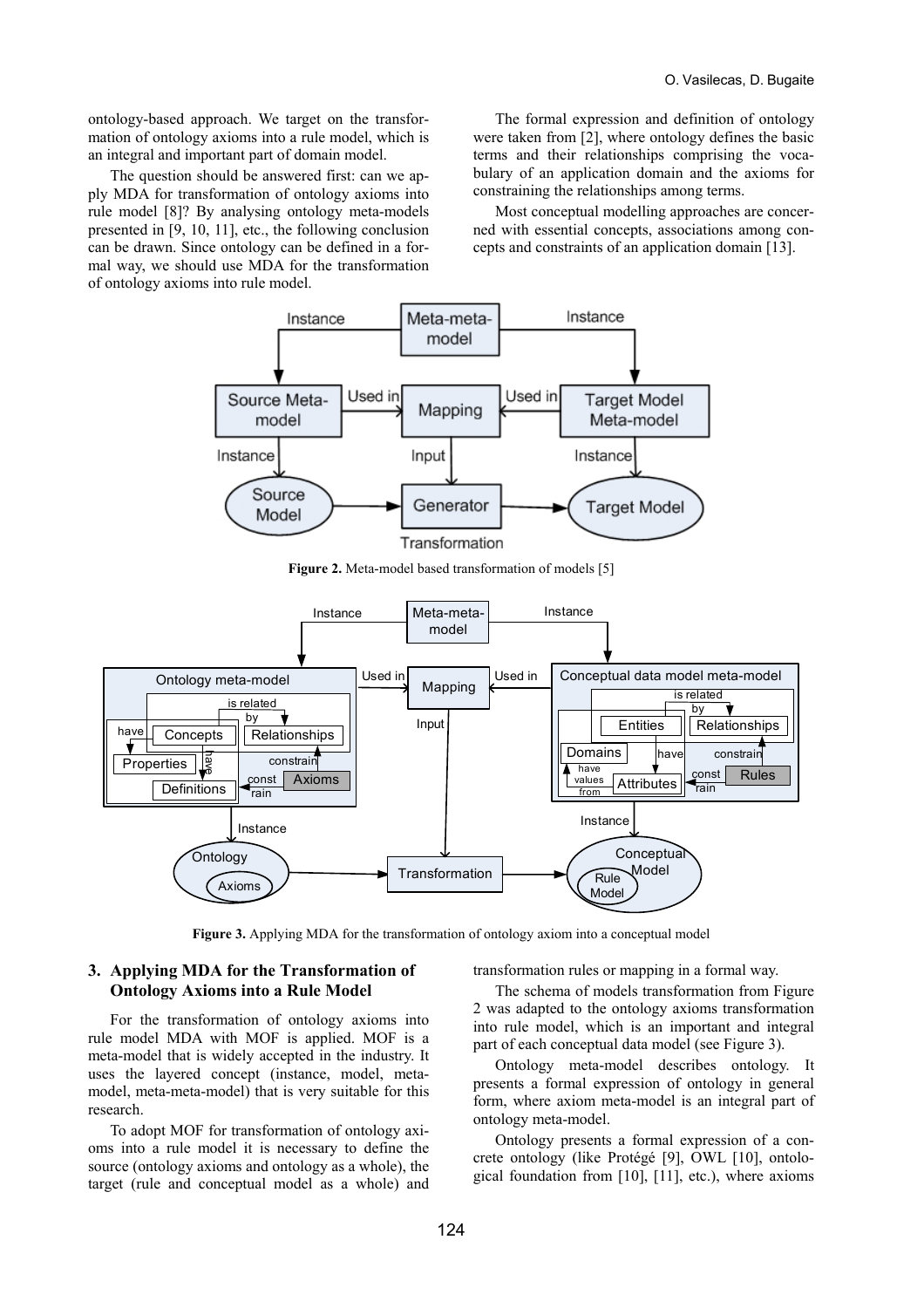ontology-based approach. We target on the transformation of ontology axioms into a rule model, which is an integral and important part of domain model.

The question should be answered first: can we apply MDA for transformation of ontology axioms into rule model [8]? By analysing ontology meta-models presented in [9, 10, 11], etc., the following conclusion can be drawn. Since ontology can be defined in a formal way, we should use MDA for the transformation of ontology axioms into rule model.

The formal expression and definition of ontology were taken from [2], where ontology defines the basic terms and their relationships comprising the vocabulary of an application domain and the axioms for constraining the relationships among terms.

Most conceptual modelling approaches are concerned with essential concepts, associations among concepts and constraints of an application domain [13].

**Figure 2.** Meta-model based transformation of models [5]

**Figure 3.** Applying MDA for the transformation of ontology axiom into a conceptual model

## 3. Applying MDA for the Transformation of Ontology Axioms into a Rule Model

For the transformation of ontology axioms into rule model MDA with MOF is applied. MOF is a meta-model that is widely accepted in the industry. It uses the layered concept (instance, model, meta-model, meta-meta-model) that is very suitable for this research.

To adopt MOF for transformation of ontology axioms into a rule model it is necessary to define the source (ontology axioms and ontology as a whole), the target (rule and conceptual model as a whole) and transformation rules or mapping in a formal way.

The schema of models transformation from Figure 2 was adapted to the ontology axioms transformation into rule model, which is an important and integral part of each conceptual data model (see Figure 3).

Ontology meta-model describes ontology. It presents a formal expression of ontology in general form, where axiom meta-model is an integral part of ontology meta-model.

Ontology presents a formal expression of a concrete ontology (like Protégé [9], OWL [10], ontological foundation from [10], [11], etc.), where axioms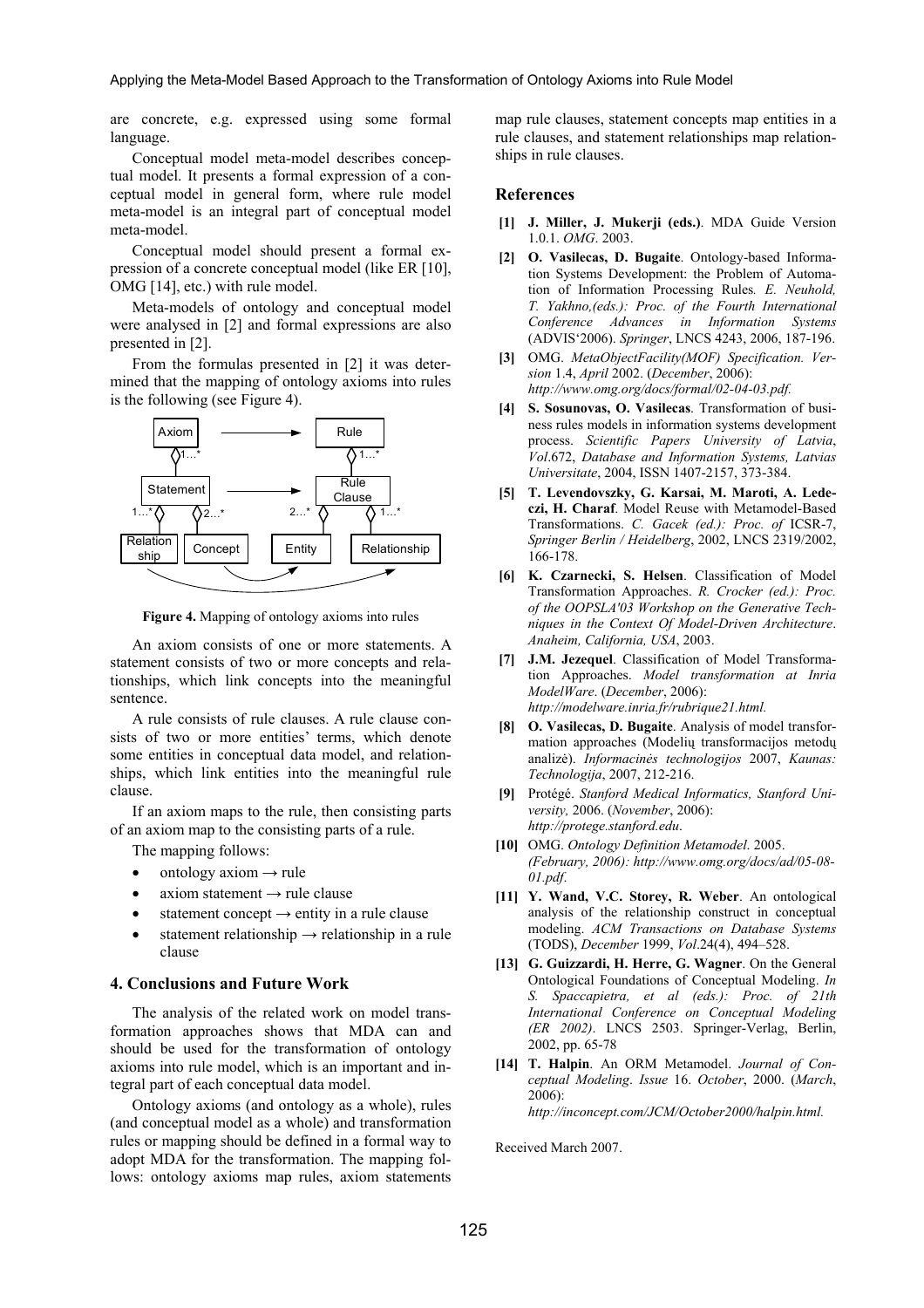are concrete, e.g. expressed using some formal language.

Conceptual model meta-model describes conceptual model. It presents a formal expression of a conceptual model in general form, where rule model meta-model is an integral part of conceptual model meta-model.

Conceptual model should present a formal expression of a concrete conceptual model (like ER [10], OMG [14], etc.) with rule model.

Meta-models of ontology and conceptual model were analysed in [2] and formal expressions are also presented in [2].

From the formulas presented in [2] it was determined that the mapping of ontology axioms into rules is the following (see Figure 4).

Axiom
Rule
1…*
1…*
Statement
Rule Clause
1…*
2…*
2…*
1…*
Relation ship
Concept
Entity
Relationship

**Figure 4.** Mapping of ontology axioms into rules

An axiom consists of one or more statements. A statement consists of two or more concepts and relationships, which link concepts into the meaningful sentence.

A rule consists of rule clauses. A rule clause consists of two or more entities' terms, which denote some entities in conceptual data model, and relationships, which link entities into the meaningful rule clause.

If an axiom maps to the rule, then consisting parts of an axiom map to the consisting parts of a rule.

The mapping follows:

- ontology axiom → rule
- axiom statement → rule clause
- statement concept → entity in a rule clause
- statement relationship → relationship in a rule clause

## 4. Conclusions and Future Work

The analysis of the related work on model transformation approaches shows that MDA can and should be used for the transformation of ontology axioms into rule model, which is an important and integral part of each conceptual data model.

Ontology axioms (and ontology as a whole), rules (and conceptual model as a whole) and transformation rules or mapping should be defined in a formal way to adopt MDA for the transformation. The mapping follows: ontology axioms map rules, axiom statements map rule clauses, statement concepts map entities in a rule clauses, and statement relationships map relationships in rule clauses.

## References

**[1]** **J. Miller, J. Mukerji (eds.)**. MDA Guide Version 1.0.1. *OMG*. 2003.

**[2]** **O. Vasilecas, D. Bugaite**. Ontology-based Information Systems Development: the Problem of Automation of Information Processing Rules*. E. Neuhold, T. Yakhno,(eds.): Proc. of the Fourth International Conference Advances in Information Systems* (ADVIS'2006). *Springer*, LNCS 4243, 2006, 187-196.

**[3]** OMG. *MetaObjectFacility(MOF) Specification. Version* 1.4, *April* 2002. (*December*, 2006): *http://www.omg.org/docs/formal/02-04-03.pdf.*

**[4]** **S. Sosunovas, O. Vasilecas**. Transformation of business rules models in information systems development process. *Scientific Papers University of Latvia*, *Vol*.672, *Database and Information Systems, Latvias Universitate*, 2004, ISSN 1407-2157, 373-384.

**[5]** **T. Levendovszky, G. Karsai, M. Maroti, A. Ledeczi, H. Charaf**. Model Reuse with Metamodel-Based Transformations. *C. Gacek (ed.): Proc. of* ICSR-7, *Springer Berlin / Heidelberg*, 2002, LNCS 2319/2002, 166-178.

**[6]** **K. Czarnecki, S. Helsen**. Classification of Model Transformation Approaches. *R. Crocker (ed.): Proc. of the OOPSLA'03 Workshop on the Generative Techniques in the Context Of Model-Driven Architecture*. *Anaheim, California, USA*, 2003.

**[7]** **J.M. Jezequel**. Classification of Model Transformation Approaches. *Model transformation at Inria ModelWare*. (*December*, 2006): *http://modelware.inria.fr/rubrique21.html.*

**[8]** **O. Vasilecas, D. Bugaite**. Analysis of model transformation approaches (Modelių transformacijos metodų analizė). *Informacinės technologijos* 2007, *Kaunas: Technologija*, 2007, 212-216.

**[9]** Protégé. *Stanford Medical Informatics, Stanford University,* 2006. (*November*, 2006): *http://protege.stanford.edu*.

**[10]** OMG. *Ontology Definition Metamodel*. 2005. *(February, 2006): http://www.omg.org/docs/ad/05-08-01.pdf*.

**[11]** **Y. Wand, V.C. Storey, R. Weber**. An ontological analysis of the relationship construct in conceptual modeling. *ACM Transactions on Database Systems* (TODS), *December* 1999, *Vol*.24(4), 494–528.

**[13]** **G. Guizzardi, H. Herre, G. Wagner**. On the General Ontological Foundations of Conceptual Modeling. *In S. Spaccapietra, et al (eds.): Proc. of 21th International Conference on Conceptual Modeling (ER 2002)*. LNCS 2503. Springer-Verlag, Berlin, 2002, pp. 65-78

**[14]** **T. Halpin**. An ORM Metamodel. *Journal of Conceptual Modeling*. *Issue* 16. *October*, 2000. (*March*, 2006): *http://inconcept.com/JCM/October2000/halpin.html.*

Received March 2007.